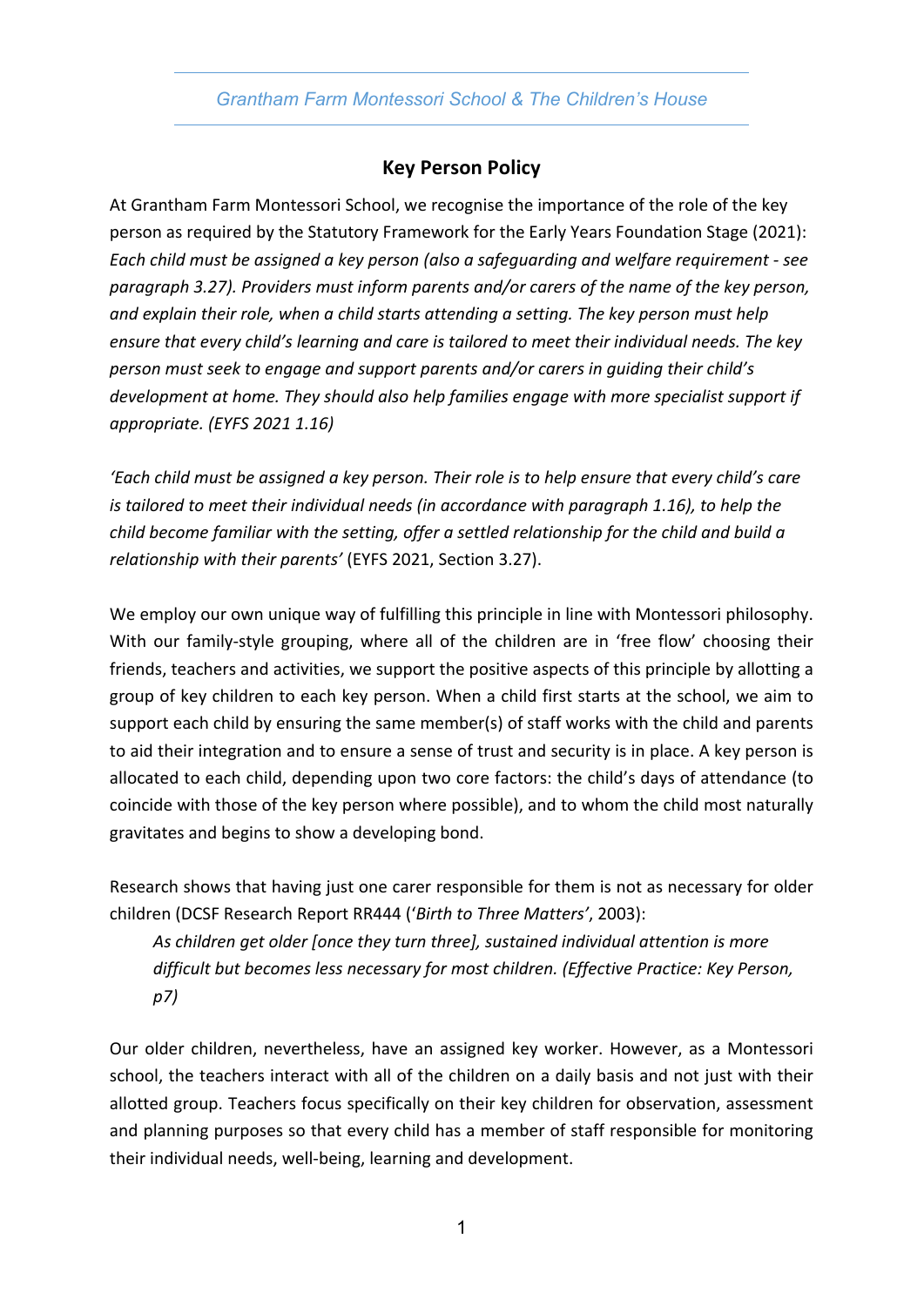## Key Person Policy

At Grantham Farm Montessori School, we recognise the importance of the role of the key person as required by the Statutory Framework for the Early Years Foundation Stage (2021): *Each child must be assigned a key person (also a safeguarding and welfare requirement - see paragraph 3.27). Providers must inform parents and/or carers of the name of the key person, and explain their role, when a child starts attending a setting. The key person must help ensure that every child's learning and care is tailored to meet their individual needs. The key person must seek to engage and support parents and/or carers in guiding their child's development at home. They should also help families engage with more specialist support if appropriate. (EYFS 2021 1.16)*

*'Each child must be assigned a key person. Their role is to help ensure that every child's care is tailored to meet their individual needs (in accordance with paragraph 1.16), to help the child become familiar with the setting, offer a settled relationship for the child and build a relationship with their parents'* (EYFS 2021, Section 3.27).

We employ our own unique way of fulfilling this principle in line with Montessori philosophy. With our family-style grouping, where all of the children are in 'free flow' choosing their friends, teachers and activities, we support the positive aspects of this principle by allotting a group of key children to each key person. When a child first starts at the school, we aim to support each child by ensuring the same member(s) of staff works with the child and parents to aid their integration and to ensure a sense of trust and security is in place. A key person is allocated to each child, depending upon two core factors: the child's days of attendance (to coincide with those of the key person where possible), and to whom the child most naturally gravitates and begins to show a developing bond.

Research shows that having just one carer responsible for them is not as necessary for older children (DCSF Research Report RR444 ('*Birth to Three Matters*', 2003):

> *As children get older [once they turn three], sustained individual attention is more difficult but becomes less necessary for most children. (Effective Practice: Key Person, p7)*

Our older children, nevertheless, have an assigned key worker. However, as a Montessori school, the teachers interact with all of the children on a daily basis and not just with their allotted group. Teachers focus specifically on their key children for observation, assessment and planning purposes so that every child has a member of staff responsible for monitoring their individual needs, well-being, learning and development.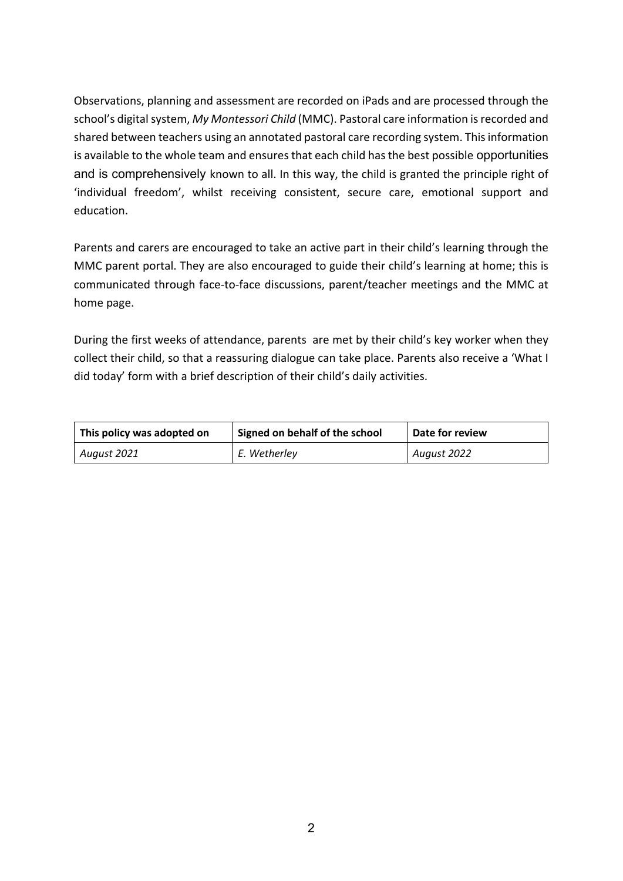Observations, planning and assessment are recorded on iPads and are processed through the school's digital system, *My Montessori Child* (MMC). Pastoral care information is recorded and shared between teachers using an annotated pastoral care recording system. This information is available to the whole team and ensures that each child has the best possible opportunities and is comprehensively known to all. In this way, the child is granted the principle right of 'individual freedom', whilst receiving consistent, secure care, emotional support and education.

Parents and carers are encouraged to take an active part in their child's learning through the MMC parent portal. They are also encouraged to guide their child's learning at home; this is communicated through face-to-face discussions, parent/teacher meetings and the MMC at home page.

During the first weeks of attendance, parents are met by their child's key worker when they collect their child, so that a reassuring dialogue can take place. Parents also receive a 'What I did today' form with a brief description of their child's daily activities.

| **This policy was adopted on** | **Signed on behalf of the school** | **Date for review** |
|---|---|---|
| *August 2021* | *E. Wetherley* | *August 2022* |